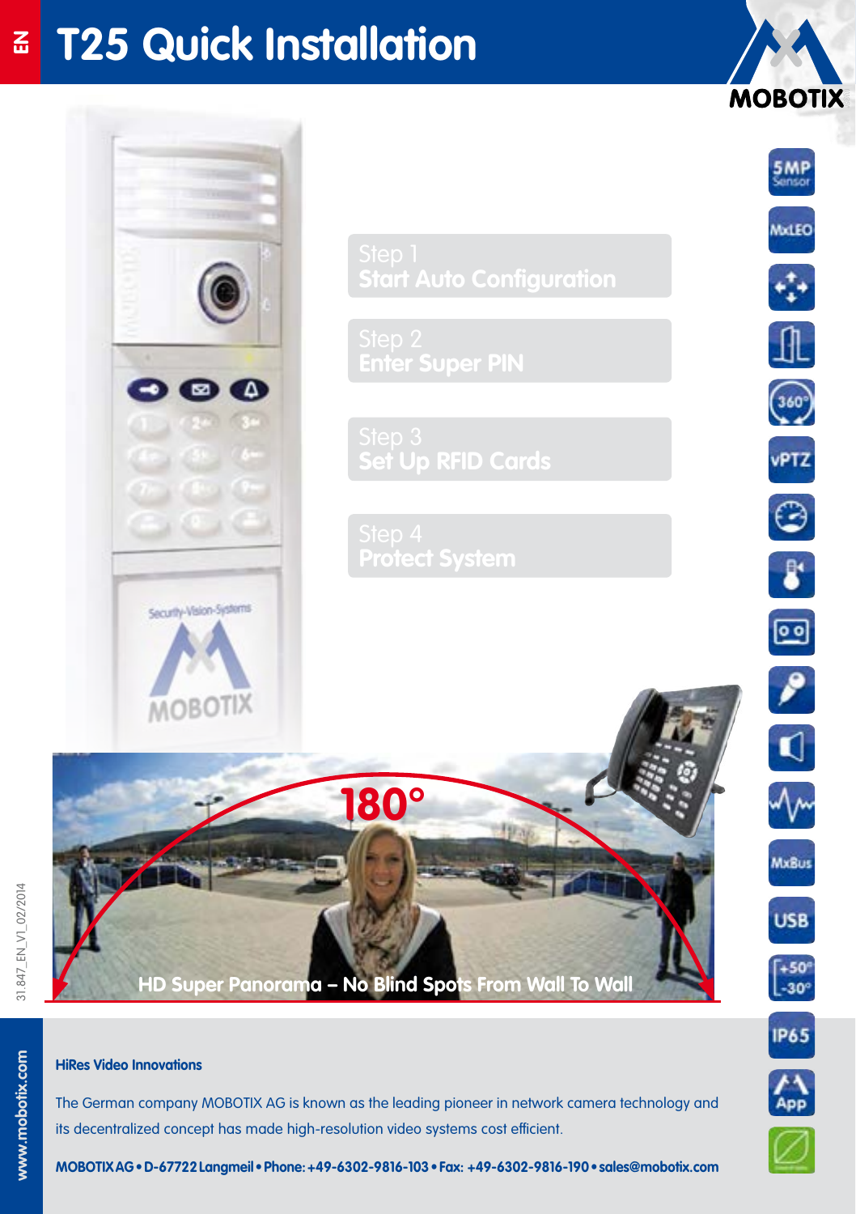EN

# T25 Quick Installation

MOBOTIX

Step 1
**Start Auto Configuration**

Step 2
**Enter Super PIN**

Step 3
**Set Up RFID Cards**

Step 4
**Protect System**

180°

HD Super Panorama – No Blind Spots From Wall To Wall

5MP Sensor

MxLEO

vPTZ

MxBus

USB

+50° -30°

IP65

App

31.847_EN_V1_02/2014

www.mobotix.com

**HiRes Video Innovations**

The German company MOBOTIX AG is known as the leading pioneer in network camera technology and its decentralized concept has made high-resolution video systems cost efficient.

**MOBOTIX AG • D-67722 Langmeil • Phone: +49-6302-9816-103 • Fax: +49-6302-9816-190 • sales@mobotix.com**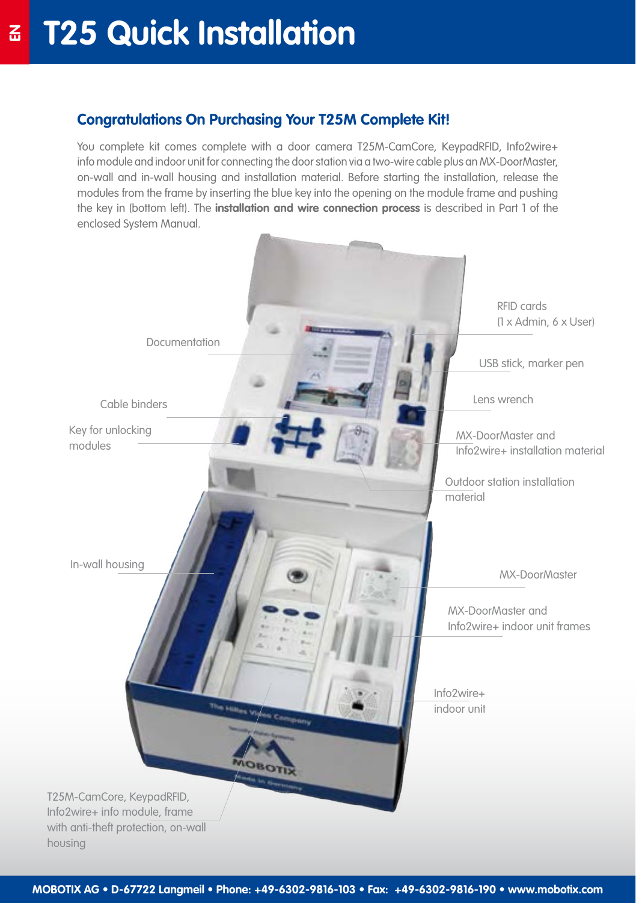# T25 Quick Installation

## Congratulations On Purchasing Your T25M Complete Kit!

You complete kit comes complete with a door camera T25M-CamCore, KeypadRFID, Info2wire+ info module and indoor unit for connecting the door station via a two-wire cable plus an MX-DoorMaster, on-wall and in-wall housing and installation material. Before starting the installation, release the modules from the frame by inserting the blue key into the opening on the module frame and pushing the key in (bottom left). The **installation and wire connection process** is described in Part 1 of the enclosed System Manual.

RFID cards (1 x Admin, 6 x User)

Documentation

USB stick, marker pen

Lens wrench

Cable binders

Key for unlocking modules

MX-DoorMaster and Info2wire+ installation material

Outdoor station installation material

In-wall housing

MX-DoorMaster

MX-DoorMaster and Info2wire+ indoor unit frames

Info2wire+ indoor unit

T25M-CamCore, KeypadRFID, Info2wire+ info module, frame with anti-theft protection, on-wall housing

MOBOTIX AG • D-67722 Langmeil • Phone: +49-6302-9816-103 • Fax: +49-6302-9816-190 • www.mobotix.com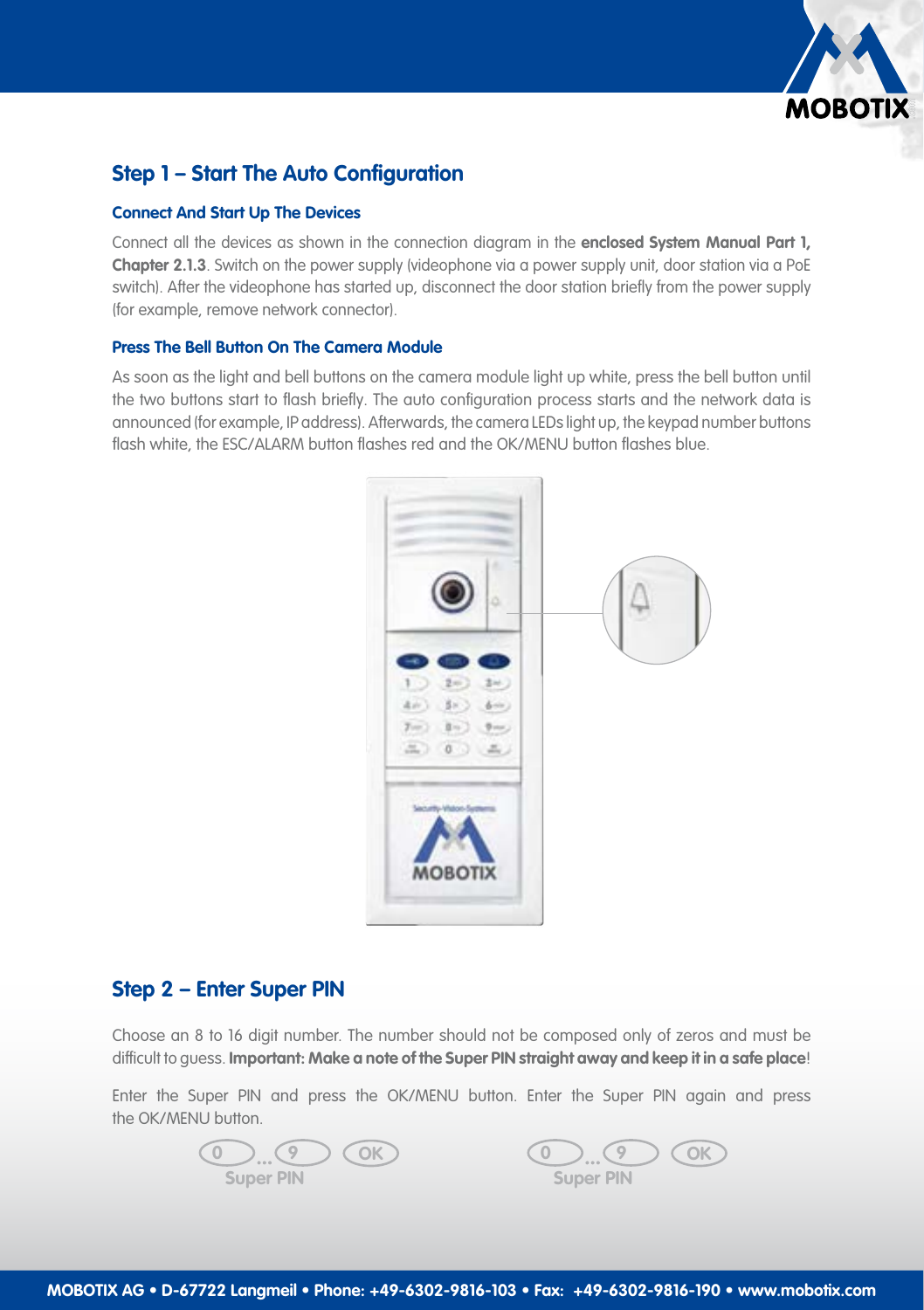## Step 1 – Start The Auto Configuration

### Connect And Start Up The Devices

Connect all the devices as shown in the connection diagram in the **enclosed System Manual Part 1, Chapter 2.1.3**. Switch on the power supply (videophone via a power supply unit, door station via a PoE switch). After the videophone has started up, disconnect the door station briefly from the power supply (for example, remove network connector).

### Press The Bell Button On The Camera Module

As soon as the light and bell buttons on the camera module light up white, press the bell button until the two buttons start to flash briefly. The auto configuration process starts and the network data is announced (for example, IP address). Afterwards, the camera LEDs light up, the keypad number buttons flash white, the ESC/ALARM button flashes red and the OK/MENU button flashes blue.

## Step 2 – Enter Super PIN

Choose an 8 to 16 digit number. The number should not be composed only of zeros and must be difficult to guess. **Important: Make a note of the Super PIN straight away and keep it in a safe place**!

Enter the Super PIN and press the OK/MENU button. Enter the Super PIN again and press the OK/MENU button.

0 ... 9 OK
Super PIN

0 ... 9 OK
Super PIN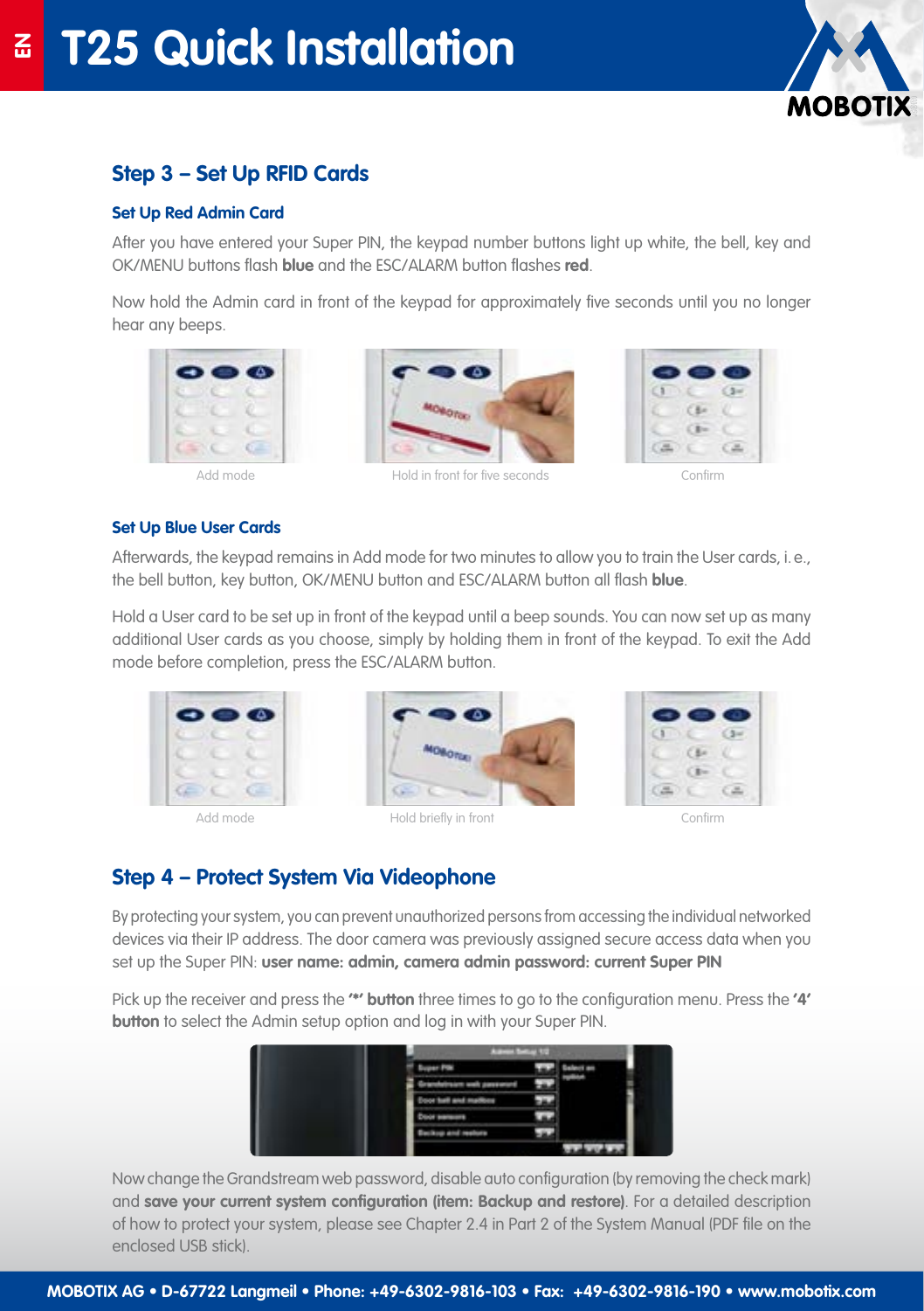# T25 Quick Installation

## Step 3 – Set Up RFID Cards

### Set Up Red Admin Card

After you have entered your Super PIN, the keypad number buttons light up white, the bell, key and OK/MENU buttons flash **blue** and the ESC/ALARM button flashes **red**.

Now hold the Admin card in front of the keypad for approximately five seconds until you no longer hear any beeps.

Add mode

Hold in front for five seconds

Confirm

### Set Up Blue User Cards

Afterwards, the keypad remains in Add mode for two minutes to allow you to train the User cards, i. e., the bell button, key button, OK/MENU button and ESC/ALARM button all flash **blue**.

Hold a User card to be set up in front of the keypad until a beep sounds. You can now set up as many additional User cards as you choose, simply by holding them in front of the keypad. To exit the Add mode before completion, press the ESC/ALARM button.

Add mode

Hold briefly in front

Confirm

## Step 4 – Protect System Via Videophone

By protecting your system, you can prevent unauthorized persons from accessing the individual networked devices via their IP address. The door camera was previously assigned secure access data when you set up the Super PIN: **user name: admin, camera admin password: current Super PIN**

Pick up the receiver and press the **'*' button** three times to go to the configuration menu. Press the **'4' button** to select the Admin setup option and log in with your Super PIN.

Now change the Grandstream web password, disable auto configuration (by removing the check mark) and **save your current system configuration (item: Backup and restore)**. For a detailed description of how to protect your system, please see Chapter 2.4 in Part 2 of the System Manual (PDF file on the enclosed USB stick).

**MOBOTIX AG • D-67722 Langmeil • Phone: +49-6302-9816-103 • Fax: +49-6302-9816-190 • www.mobotix.com**